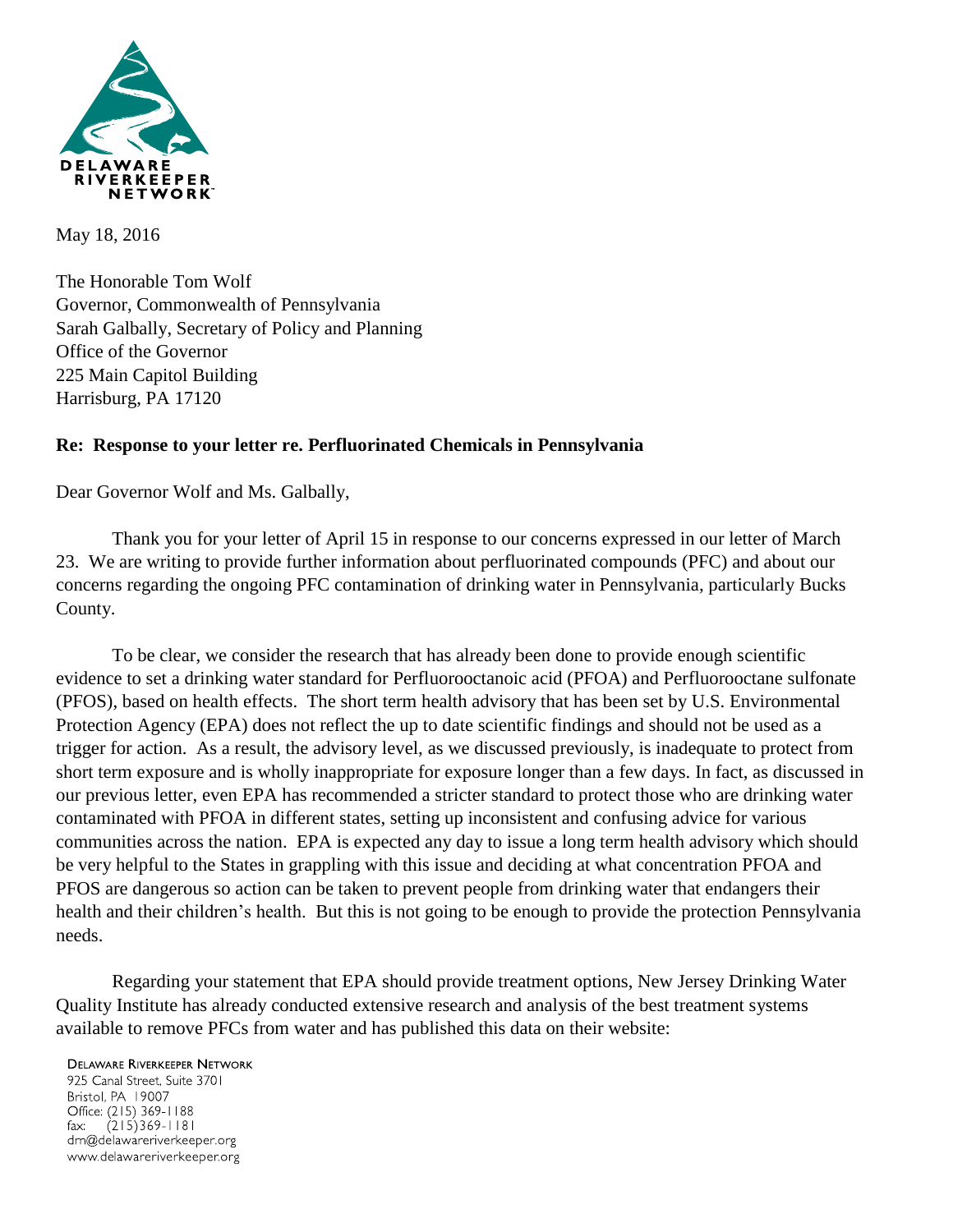DELAWARE RIVERKEEPER NETWORK

May 18, 2016

The Honorable Tom Wolf
Governor, Commonwealth of Pennsylvania
Sarah Galbally, Secretary of Policy and Planning
Office of the Governor
225 Main Capitol Building
Harrisburg, PA 17120

**Re: Response to your letter re. Perfluorinated Chemicals in Pennsylvania**

Dear Governor Wolf and Ms. Galbally,

Thank you for your letter of April 15 in response to our concerns expressed in our letter of March 23. We are writing to provide further information about perfluorinated compounds (PFC) and about our concerns regarding the ongoing PFC contamination of drinking water in Pennsylvania, particularly Bucks County.

To be clear, we consider the research that has already been done to provide enough scientific evidence to set a drinking water standard for Perfluorooctanoic acid (PFOA) and Perfluorooctane sulfonate (PFOS), based on health effects. The short term health advisory that has been set by U.S. Environmental Protection Agency (EPA) does not reflect the up to date scientific findings and should not be used as a trigger for action. As a result, the advisory level, as we discussed previously, is inadequate to protect from short term exposure and is wholly inappropriate for exposure longer than a few days. In fact, as discussed in our previous letter, even EPA has recommended a stricter standard to protect those who are drinking water contaminated with PFOA in different states, setting up inconsistent and confusing advice for various communities across the nation. EPA is expected any day to issue a long term health advisory which should be very helpful to the States in grappling with this issue and deciding at what concentration PFOA and PFOS are dangerous so action can be taken to prevent people from drinking water that endangers their health and their children's health. But this is not going to be enough to provide the protection Pennsylvania needs.

Regarding your statement that EPA should provide treatment options, New Jersey Drinking Water Quality Institute has already conducted extensive research and analysis of the best treatment systems available to remove PFCs from water and has published this data on their website:

DELAWARE RIVERKEEPER NETWORK
925 Canal Street, Suite 3701
Bristol, PA 19007
Office: (215) 369-1188
fax: (215)369-1181
drn@delawareriverkeeper.org
www.delawareriverkeeper.org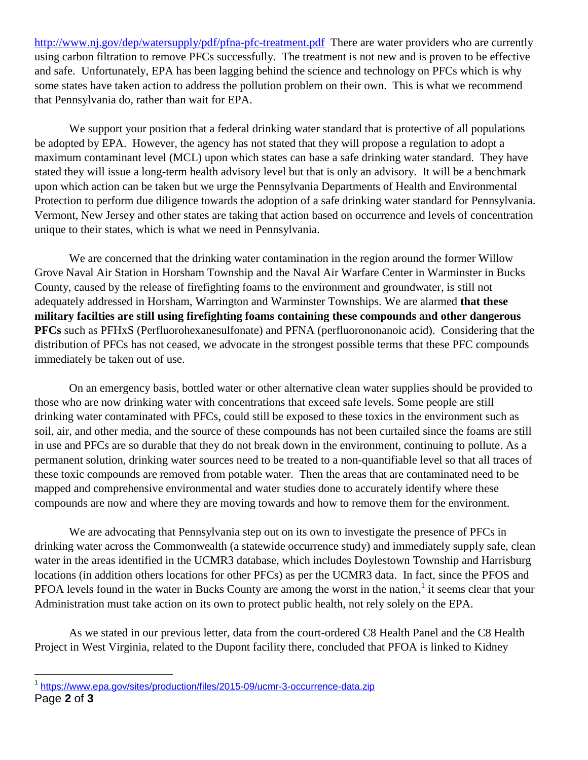http://www.nj.gov/dep/watersupply/pdf/pfna-pfc-treatment.pdf There are water providers who are currently using carbon filtration to remove PFCs successfully. The treatment is not new and is proven to be effective and safe. Unfortunately, EPA has been lagging behind the science and technology on PFCs which is why some states have taken action to address the pollution problem on their own. This is what we recommend that Pennsylvania do, rather than wait for EPA.

We support your position that a federal drinking water standard that is protective of all populations be adopted by EPA. However, the agency has not stated that they will propose a regulation to adopt a maximum contaminant level (MCL) upon which states can base a safe drinking water standard. They have stated they will issue a long-term health advisory level but that is only an advisory. It will be a benchmark upon which action can be taken but we urge the Pennsylvania Departments of Health and Environmental Protection to perform due diligence towards the adoption of a safe drinking water standard for Pennsylvania. Vermont, New Jersey and other states are taking that action based on occurrence and levels of concentration unique to their states, which is what we need in Pennsylvania.

We are concerned that the drinking water contamination in the region around the former Willow Grove Naval Air Station in Horsham Township and the Naval Air Warfare Center in Warminster in Bucks County, caused by the release of firefighting foams to the environment and groundwater, is still not adequately addressed in Horsham, Warrington and Warminster Townships. We are alarmed **that these military facilties are still using firefighting foams containing these compounds and other dangerous PFCs** such as PFHxS (Perfluorohexanesulfonate) and PFNA (perfluorononanoic acid). Considering that the distribution of PFCs has not ceased, we advocate in the strongest possible terms that these PFC compounds immediately be taken out of use.

On an emergency basis, bottled water or other alternative clean water supplies should be provided to those who are now drinking water with concentrations that exceed safe levels. Some people are still drinking water contaminated with PFCs, could still be exposed to these toxics in the environment such as soil, air, and other media, and the source of these compounds has not been curtailed since the foams are still in use and PFCs are so durable that they do not break down in the environment, continuing to pollute. As a permanent solution, drinking water sources need to be treated to a non-quantifiable level so that all traces of these toxic compounds are removed from potable water. Then the areas that are contaminated need to be mapped and comprehensive environmental and water studies done to accurately identify where these compounds are now and where they are moving towards and how to remove them for the environment.

We are advocating that Pennsylvania step out on its own to investigate the presence of PFCs in drinking water across the Commonwealth (a statewide occurrence study) and immediately supply safe, clean water in the areas identified in the UCMR3 database, which includes Doylestown Township and Harrisburg locations (in addition others locations for other PFCs) as per the UCMR3 data. In fact, since the PFOS and PFOA levels found in the water in Bucks County are among the worst in the nation,[1] it seems clear that your Administration must take action on its own to protect public health, not rely solely on the EPA.

As we stated in our previous letter, data from the court-ordered C8 Health Panel and the C8 Health Project in West Virginia, related to the Dupont facility there, concluded that PFOA is linked to Kidney

[1] https://www.epa.gov/sites/production/files/2015-09/ucmr-3-occurrence-data.zip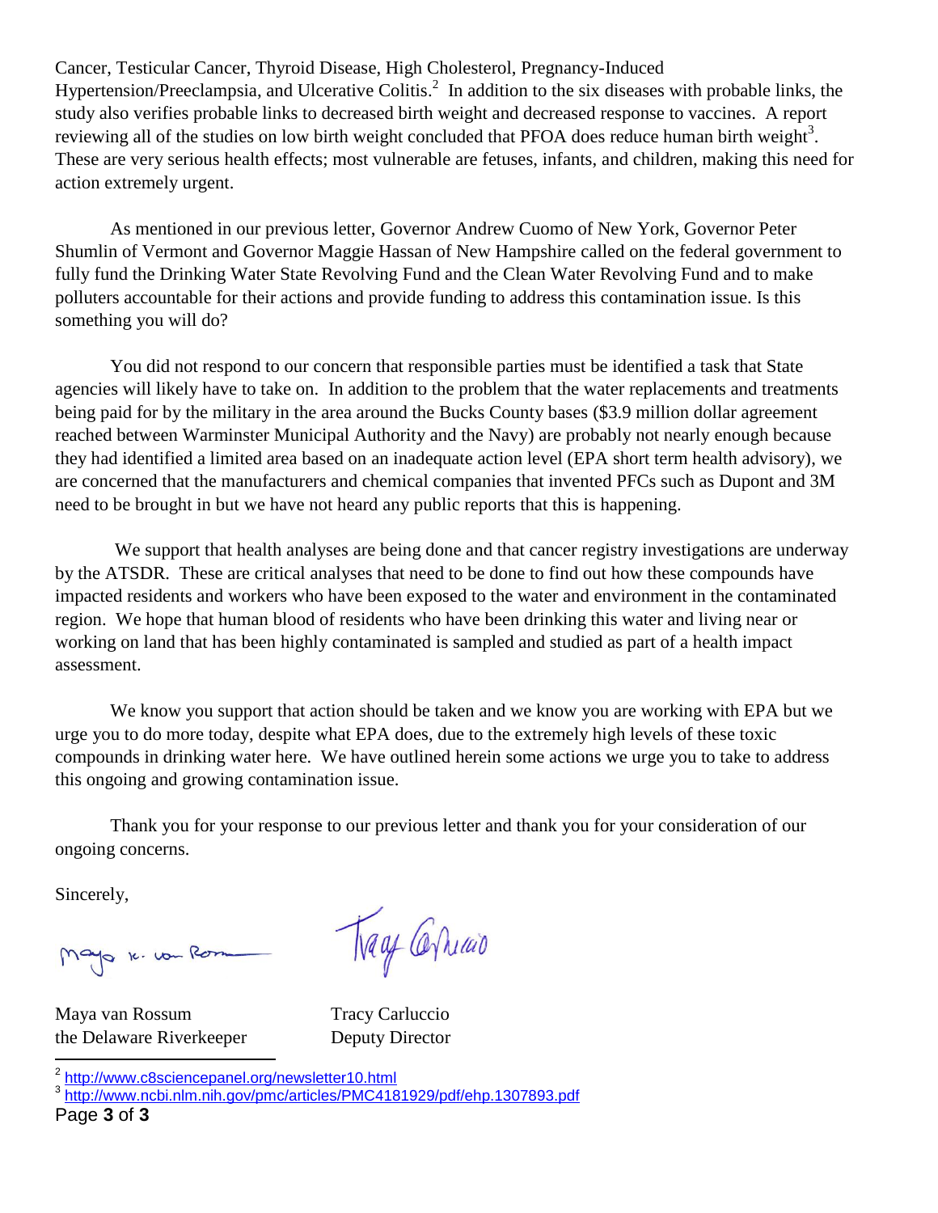Cancer, Testicular Cancer, Thyroid Disease, High Cholesterol, Pregnancy-Induced Hypertension/Preeclampsia, and Ulcerative Colitis.[2] In addition to the six diseases with probable links, the study also verifies probable links to decreased birth weight and decreased response to vaccines. A report reviewing all of the studies on low birth weight concluded that PFOA does reduce human birth weight[3]. These are very serious health effects; most vulnerable are fetuses, infants, and children, making this need for action extremely urgent.

As mentioned in our previous letter, Governor Andrew Cuomo of New York, Governor Peter Shumlin of Vermont and Governor Maggie Hassan of New Hampshire called on the federal government to fully fund the Drinking Water State Revolving Fund and the Clean Water Revolving Fund and to make polluters accountable for their actions and provide funding to address this contamination issue. Is this something you will do?

You did not respond to our concern that responsible parties must be identified a task that State agencies will likely have to take on. In addition to the problem that the water replacements and treatments being paid for by the military in the area around the Bucks County bases ($3.9 million dollar agreement reached between Warminster Municipal Authority and the Navy) are probably not nearly enough because they had identified a limited area based on an inadequate action level (EPA short term health advisory), we are concerned that the manufacturers and chemical companies that invented PFCs such as Dupont and 3M need to be brought in but we have not heard any public reports that this is happening.

We support that health analyses are being done and that cancer registry investigations are underway by the ATSDR. These are critical analyses that need to be done to find out how these compounds have impacted residents and workers who have been exposed to the water and environment in the contaminated region. We hope that human blood of residents who have been drinking this water and living near or working on land that has been highly contaminated is sampled and studied as part of a health impact assessment.

We know you support that action should be taken and we know you are working with EPA but we urge you to do more today, despite what EPA does, due to the extremely high levels of these toxic compounds in drinking water here. We have outlined herein some actions we urge you to take to address this ongoing and growing contamination issue.

Thank you for your response to our previous letter and thank you for your consideration of our ongoing concerns.

Sincerely,

Maya van Rossum
the Delaware Riverkeeper

Tracy Carluccio
Deputy Director

[2] http://www.c8sciencepanel.org/newsletter10.html

[3] http://www.ncbi.nlm.nih.gov/pmc/articles/PMC4181929/pdf/ehp.1307893.pdf